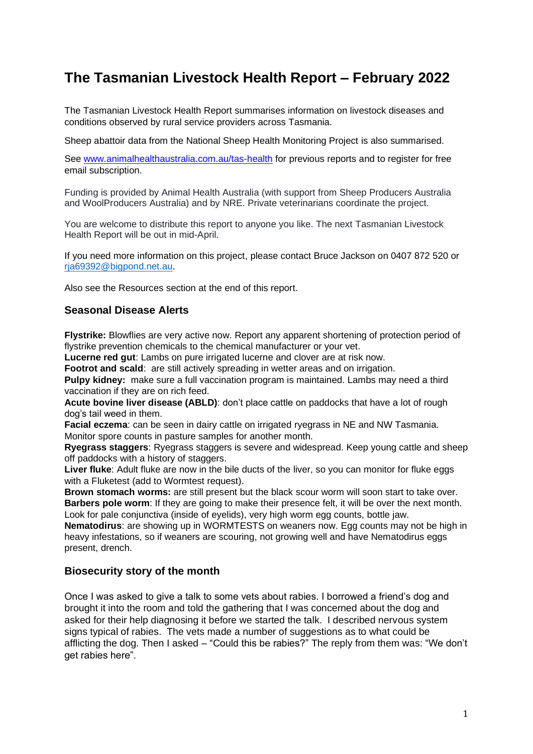# The Tasmanian Livestock Health Report – February 2022

The Tasmanian Livestock Health Report summarises information on livestock diseases and conditions observed by rural service providers across Tasmania.

Sheep abattoir data from the National Sheep Health Monitoring Project is also summarised.

See www.animalhealthaustralia.com.au/tas-health for previous reports and to register for free email subscription.

Funding is provided by Animal Health Australia (with support from Sheep Producers Australia and WoolProducers Australia) and by NRE. Private veterinarians coordinate the project.

You are welcome to distribute this report to anyone you like. The next Tasmanian Livestock Health Report will be out in mid-April.

If you need more information on this project, please contact Bruce Jackson on 0407 872 520 or rja69392@bigpond.net.au.

Also see the Resources section at the end of this report.

## Seasonal Disease Alerts

**Flystrike:** Blowflies are very active now. Report any apparent shortening of protection period of flystrike prevention chemicals to the chemical manufacturer or your vet.
**Lucerne red gut**: Lambs on pure irrigated lucerne and clover are at risk now.
**Footrot and scald**: are still actively spreading in wetter areas and on irrigation.
**Pulpy kidney:** make sure a full vaccination program is maintained. Lambs may need a third vaccination if they are on rich feed.
**Acute bovine liver disease (ABLD)**: don't place cattle on paddocks that have a lot of rough dog's tail weed in them.
**Facial eczema**: can be seen in dairy cattle on irrigated ryegrass in NE and NW Tasmania. Monitor spore counts in pasture samples for another month.
**Ryegrass staggers**: Ryegrass staggers is severe and widespread. Keep young cattle and sheep off paddocks with a history of staggers.
**Liver fluke**: Adult fluke are now in the bile ducts of the liver, so you can monitor for fluke eggs with a Fluketest (add to Wormtest request).
**Brown stomach worms:** are still present but the black scour worm will soon start to take over.
**Barbers pole worm**: If they are going to make their presence felt, it will be over the next month. Look for pale conjunctiva (inside of eyelids), very high worm egg counts, bottle jaw.
**Nematodirus**: are showing up in WORMTESTS on weaners now. Egg counts may not be high in heavy infestations, so if weaners are scouring, not growing well and have Nematodirus eggs present, drench.

## Biosecurity story of the month

Once I was asked to give a talk to some vets about rabies. I borrowed a friend's dog and brought it into the room and told the gathering that I was concerned about the dog and asked for their help diagnosing it before we started the talk. I described nervous system signs typical of rabies. The vets made a number of suggestions as to what could be afflicting the dog. Then I asked – "Could this be rabies?" The reply from them was: "We don't get rabies here".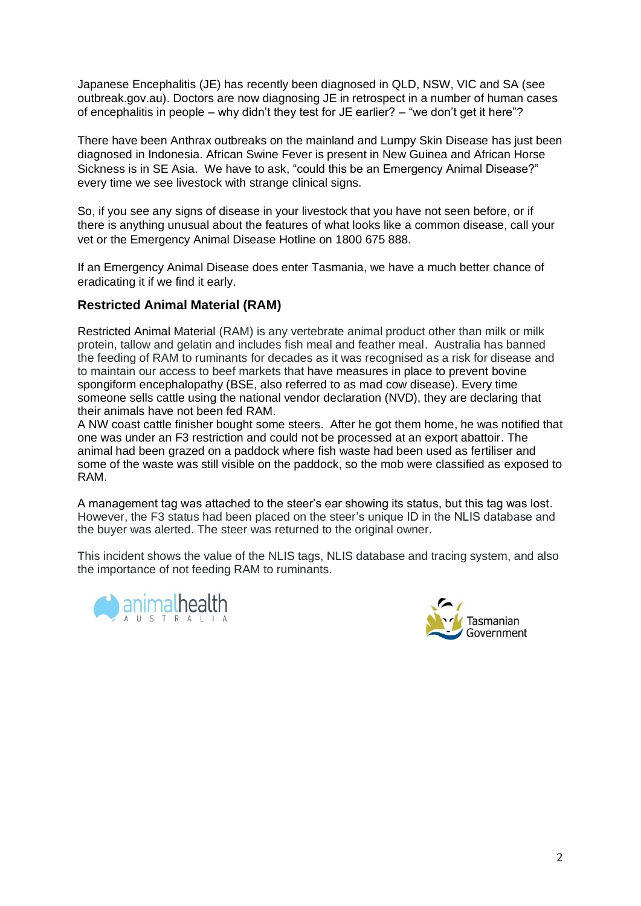Japanese Encephalitis (JE) has recently been diagnosed in QLD, NSW, VIC and SA (see outbreak.gov.au). Doctors are now diagnosing JE in retrospect in a number of human cases of encephalitis in people – why didn't they test for JE earlier? – "we don't get it here"?

There have been Anthrax outbreaks on the mainland and Lumpy Skin Disease has just been diagnosed in Indonesia. African Swine Fever is present in New Guinea and African Horse Sickness is in SE Asia. We have to ask, "could this be an Emergency Animal Disease?" every time we see livestock with strange clinical signs.

So, if you see any signs of disease in your livestock that you have not seen before, or if there is anything unusual about the features of what looks like a common disease, call your vet or the Emergency Animal Disease Hotline on 1800 675 888.

If an Emergency Animal Disease does enter Tasmania, we have a much better chance of eradicating it if we find it early.

### Restricted Animal Material (RAM)

Restricted Animal Material (RAM) is any vertebrate animal product other than milk or milk protein, tallow and gelatin and includes fish meal and feather meal. Australia has banned the feeding of RAM to ruminants for decades as it was recognised as a risk for disease and to maintain our access to beef markets that have measures in place to prevent bovine spongiform encephalopathy (BSE, also referred to as mad cow disease). Every time someone sells cattle using the national vendor declaration (NVD), they are declaring that their animals have not been fed RAM.

A NW coast cattle finisher bought some steers. After he got them home, he was notified that one was under an F3 restriction and could not be processed at an export abattoir. The animal had been grazed on a paddock where fish waste had been used as fertiliser and some of the waste was still visible on the paddock, so the mob were classified as exposed to RAM.

A management tag was attached to the steer's ear showing its status, but this tag was lost. However, the F3 status had been placed on the steer's unique ID in the NLIS database and the buyer was alerted. The steer was returned to the original owner.

This incident shows the value of the NLIS tags, NLIS database and tracing system, and also the importance of not feeding RAM to ruminants.

animalhealth AUSTRALIA

Tasmanian Government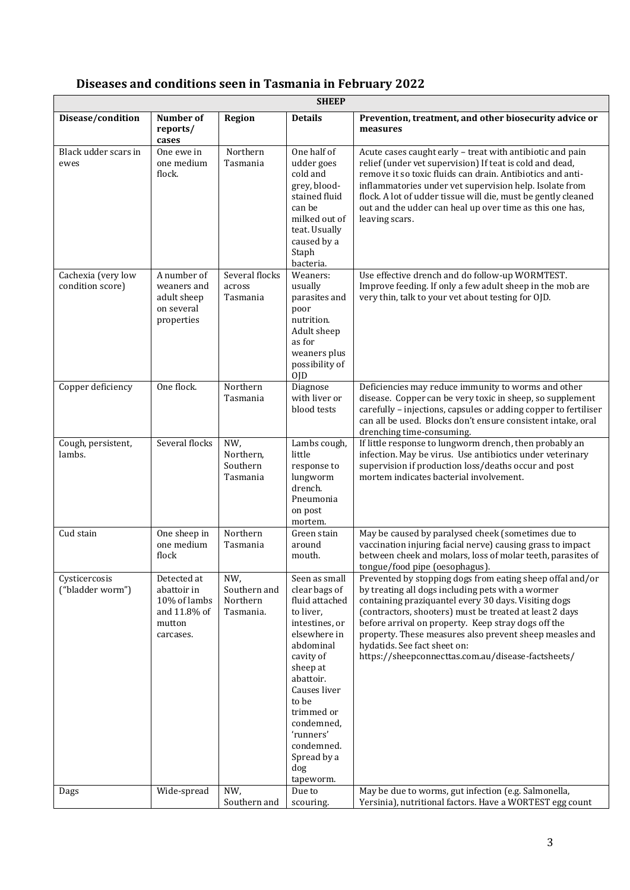## Diseases and conditions seen in Tasmania in February 2022

| SHEEP | | | | |
|---|---|---|---|---|
| **Disease/condition** | **Number of reports/ cases** | **Region** | **Details** | **Prevention, treatment, and other biosecurity advice or measures** |
| Black udder scars in ewes | One ewe in one medium flock. | Northern Tasmania | One half of udder goes cold and grey, blood-stained fluid can be milked out of teat. Usually caused by a Staph bacteria. | Acute cases caught early – treat with antibiotic and pain relief (under vet supervision) If teat is cold and dead, remove it so toxic fluids can drain. Antibiotics and anti-inflammatories under vet supervision help. Isolate from flock. A lot of udder tissue will die, must be gently cleaned out and the udder can heal up over time as this one has, leaving scars. |
| Cachexia (very low condition score) | A number of weaners and adult sheep on several properties | Several flocks across Tasmania | Weaners: usually parasites and poor nutrition. Adult sheep as for weaners plus possibility of OJD | Use effective drench and do follow-up WORMTEST. Improve feeding. If only a few adult sheep in the mob are very thin, talk to your vet about testing for OJD. |
| Copper deficiency | One flock. | Northern Tasmania | Diagnose with liver or blood tests | Deficiencies may reduce immunity to worms and other disease. Copper can be very toxic in sheep, so supplement carefully – injections, capsules or adding copper to fertiliser can all be used. Blocks don't ensure consistent intake, oral drenching time-consuming. |
| Cough, persistent, lambs. | Several flocks | NW, Northern, Southern Tasmania | Lambs cough, little response to lungworm drench. Pneumonia on post mortem. | If little response to lungworm drench, then probably an infection. May be virus. Use antibiotics under veterinary supervision if production loss/deaths occur and post mortem indicates bacterial involvement. |
| Cud stain | One sheep in one medium flock | Northern Tasmania | Green stain around mouth. | May be caused by paralysed cheek (sometimes due to vaccination injuring facial nerve) causing grass to impact between cheek and molars, loss of molar teeth, parasites of tongue/food pipe (oesophagus). |
| Cysticercosis ("bladder worm") | Detected at abattoir in 10% of lambs and 11.8% of mutton carcases. | NW, Southern and Northern Tasmania. | Seen as small clear bags of fluid attached to liver, intestines, or elsewhere in abdominal cavity of sheep at abattoir. Causes liver to be trimmed or condemned, 'runners' condemned. Spread by a dog tapeworm. | Prevented by stopping dogs from eating sheep offal and/or by treating all dogs including pets with a wormer containing praziquantel every 30 days. Visiting dogs (contractors, shooters) must be treated at least 2 days before arrival on property. Keep stray dogs off the property. These measures also prevent sheep measles and hydatids. See fact sheet on: https://sheepconnecttas.com.au/disease-factsheets/ |
| Dags | Wide-spread | NW, Southern and | Due to scouring. | May be due to worms, gut infection (e.g. Salmonella, Yersinia), nutritional factors. Have a WORTEST egg count |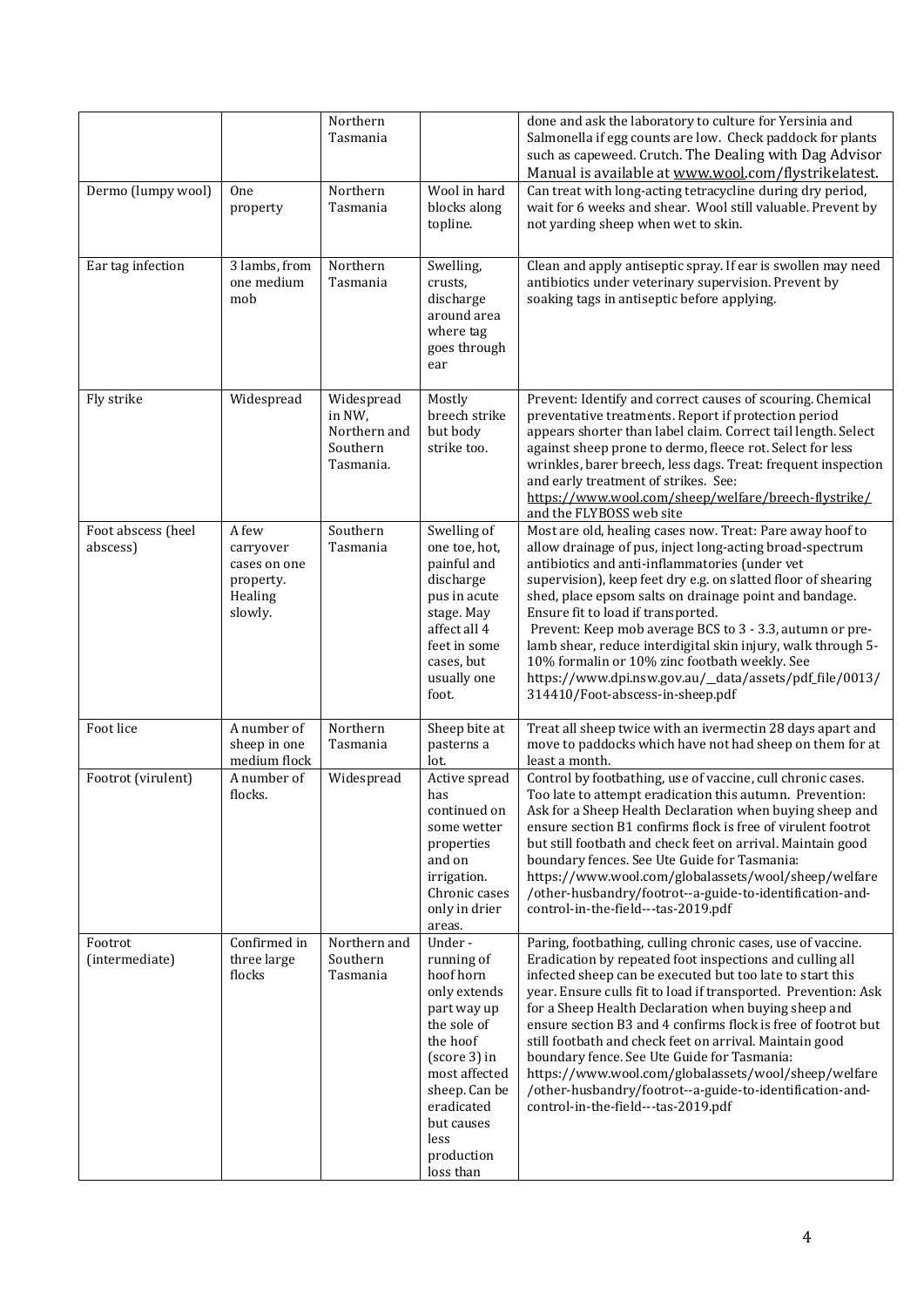| | | Northern Tasmania | | done and ask the laboratory to culture for Yersinia and Salmonella if egg counts are low. Check paddock for plants such as capeweed. Crutch. The Dealing with Dag Advisor Manual is available at www.wool.com/flystrikelatest. |
|---|---|---|---|---|
| Dermo (lumpy wool) | One property | Northern Tasmania | Wool in hard blocks along topline. | Can treat with long-acting tetracycline during dry period, wait for 6 weeks and shear. Wool still valuable. Prevent by not yarding sheep when wet to skin. |
| Ear tag infection | 3 lambs, from one medium mob | Northern Tasmania | Swelling, crusts, discharge around area where tag goes through ear | Clean and apply antiseptic spray. If ear is swollen may need antibiotics under veterinary supervision. Prevent by soaking tags in antiseptic before applying. |
| Fly strike | Widespread | Widespread in NW, Northern and Southern Tasmania. | Mostly breech strike but body strike too. | Prevent: Identify and correct causes of scouring. Chemical preventative treatments. Report if protection period appears shorter than label claim. Correct tail length. Select against sheep prone to dermo, fleece rot. Select for less wrinkles, barer breech, less dags. Treat: frequent inspection and early treatment of strikes. See: https://www.wool.com/sheep/welfare/breech-flystrike/ and the FLYBOSS web site |
| Foot abscess (heel abscess) | A few carryover cases on one property. Healing slowly. | Southern Tasmania | Swelling of one toe, hot, painful and discharge pus in acute stage. May affect all 4 feet in some cases, but usually one foot. | Most are old, healing cases now. Treat: Pare away hoof to allow drainage of pus, inject long-acting broad-spectrum antibiotics and anti-inflammatories (under vet supervision), keep feet dry e.g. on slatted floor of shearing shed, place epsom salts on drainage point and bandage. Ensure fit to load if transported. Prevent: Keep mob average BCS to 3 - 3.3, autumn or pre-lamb shear, reduce interdigital skin injury, walk through 5-10% formalin or 10% zinc footbath weekly. See https://www.dpi.nsw.gov.au/__data/assets/pdf_file/0013/314410/Foot-abscess-in-sheep.pdf |
| Foot lice | A number of sheep in one medium flock | Northern Tasmania | Sheep bite at pasterns a lot. | Treat all sheep twice with an ivermectin 28 days apart and move to paddocks which have not had sheep on them for at least a month. |
| Footrot (virulent) | A number of flocks. | Widespread | Active spread has continued on some wetter properties and on irrigation. Chronic cases only in drier areas. | Control by footbathing, use of vaccine, cull chronic cases. Too late to attempt eradication this autumn. Prevention: Ask for a Sheep Health Declaration when buying sheep and ensure section B1 confirms flock is free of virulent footrot but still footbath and check feet on arrival. Maintain good boundary fences. See Ute Guide for Tasmania: https://www.wool.com/globalassets/wool/sheep/welfare/other-husbandry/footrot--a-guide-to-identification-and-control-in-the-field---tas-2019.pdf |
| Footrot (intermediate) | Confirmed in three large flocks | Northern and Southern Tasmania | Under-running of hoof horn only extends part way up the sole of the hoof (score 3) in most affected sheep. Can be eradicated but causes less production loss than | Paring, footbathing, culling chronic cases, use of vaccine. Eradication by repeated foot inspections and culling all infected sheep can be executed but too late to start this year. Ensure culls fit to load if transported. Prevention: Ask for a Sheep Health Declaration when buying sheep and ensure section B3 and 4 confirms flock is free of footrot but still footbath and check feet on arrival. Maintain good boundary fence. See Ute Guide for Tasmania: https://www.wool.com/globalassets/wool/sheep/welfare/other-husbandry/footrot--a-guide-to-identification-and-control-in-the-field---tas-2019.pdf |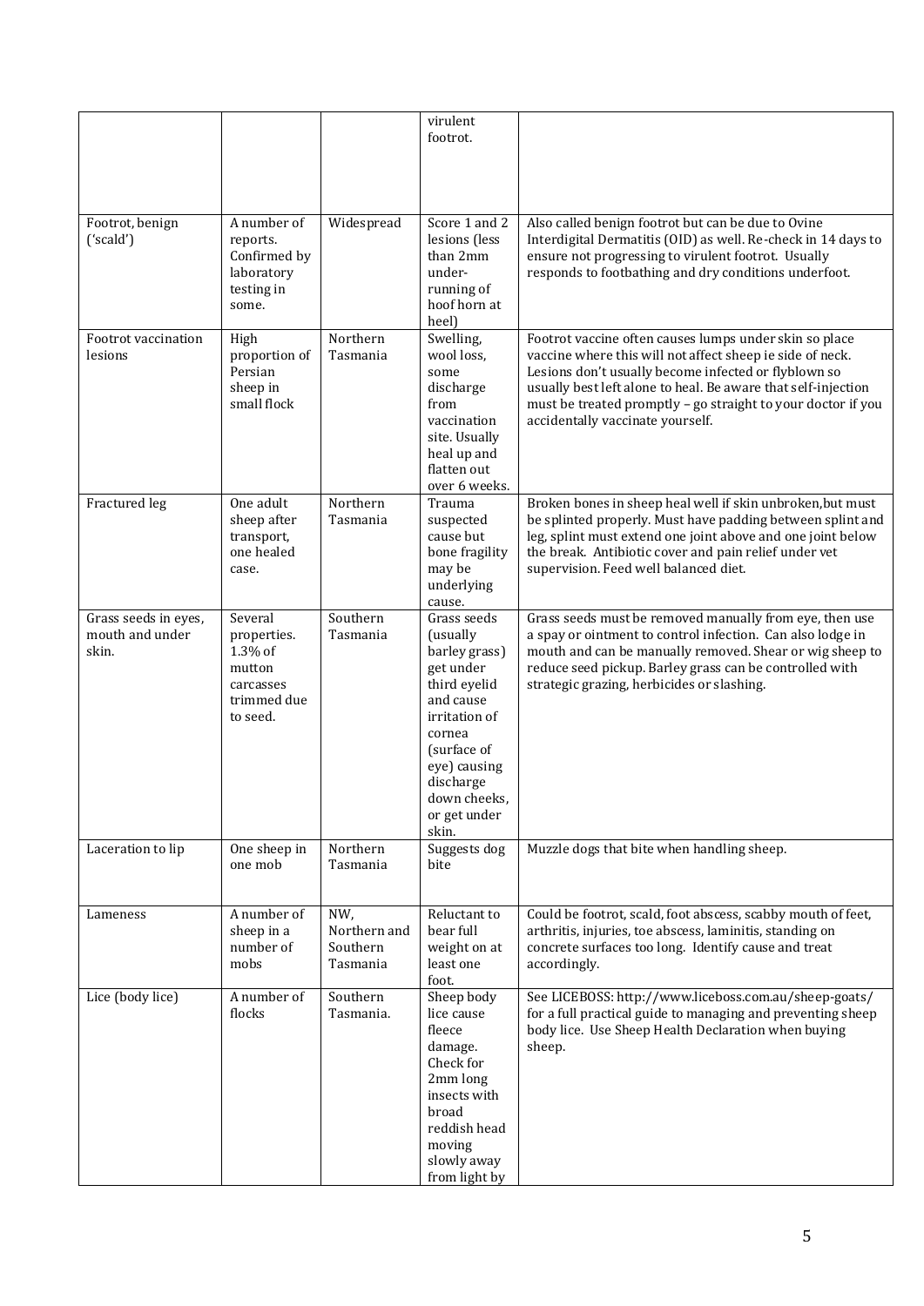| | | | virulent footrot. | |
|---|---|---|---|---|
| Footrot, benign ('scald') | A number of reports. Confirmed by laboratory testing in some. | Widespread | Score 1 and 2 lesions (less than 2mm under-running of hoof horn at heel) | Also called benign footrot but can be due to Ovine Interdigital Dermatitis (OID) as well. Re-check in 14 days to ensure not progressing to virulent footrot. Usually responds to footbathing and dry conditions underfoot. |
| Footrot vaccination lesions | High proportion of Persian sheep in small flock | Northern Tasmania | Swelling, wool loss, some discharge from vaccination site. Usually heal up and flatten out over 6 weeks. | Footrot vaccine often causes lumps under skin so place vaccine where this will not affect sheep ie side of neck. Lesions don't usually become infected or flyblown so usually best left alone to heal. Be aware that self-injection must be treated promptly – go straight to your doctor if you accidentally vaccinate yourself. |
| Fractured leg | One adult sheep after transport, one healed case. | Northern Tasmania | Trauma suspected cause but bone fragility may be underlying cause. | Broken bones in sheep heal well if skin unbroken,but must be splinted properly. Must have padding between splint and leg, splint must extend one joint above and one joint below the break. Antibiotic cover and pain relief under vet supervision. Feed well balanced diet. |
| Grass seeds in eyes, mouth and under skin. | Several properties. 1.3% of mutton carcasses trimmed due to seed. | Southern Tasmania | Grass seeds (usually barley grass) get under third eyelid and cause irritation of cornea (surface of eye) causing discharge down cheeks, or get under skin. | Grass seeds must be removed manually from eye, then use a spay or ointment to control infection. Can also lodge in mouth and can be manually removed. Shear or wig sheep to reduce seed pickup. Barley grass can be controlled with strategic grazing, herbicides or slashing. |
| Laceration to lip | One sheep in one mob | Northern Tasmania | Suggests dog bite | Muzzle dogs that bite when handling sheep. |
| Lameness | A number of sheep in a number of mobs | NW, Northern and Southern Tasmania | Reluctant to bear full weight on at least one foot. | Could be footrot, scald, foot abscess, scabby mouth of feet, arthritis, injuries, toe abscess, laminitis, standing on concrete surfaces too long. Identify cause and treat accordingly. |
| Lice (body lice) | A number of flocks | Southern Tasmania. | Sheep body lice cause fleece damage. Check for 2mm long insects with broad reddish head moving slowly away from light by | See LICEBOSS: http://www.liceboss.com.au/sheep-goats/ for a full practical guide to managing and preventing sheep body lice. Use Sheep Health Declaration when buying sheep. |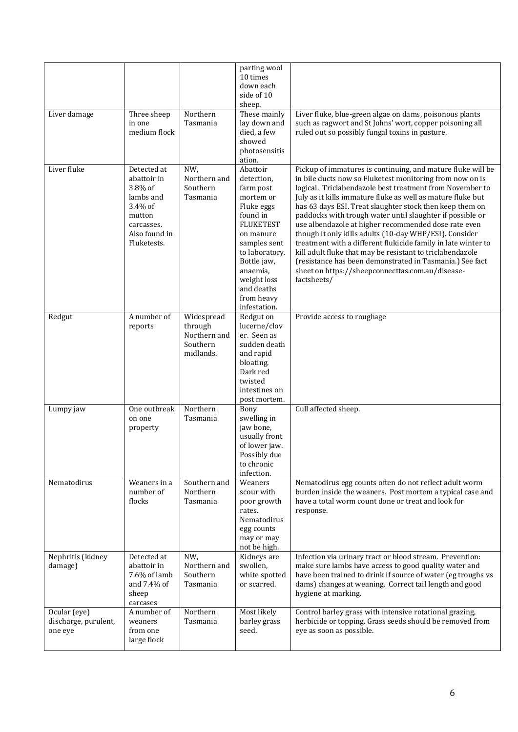| | | | | |
|---|---|---|---|---|
| | | | parting wool 10 times down each side of 10 sheep. | |
| Liver damage | Three sheep in one medium flock | Northern Tasmania | These mainly lay down and died, a few showed photosensitisation. | Liver fluke, blue-green algae on dams, poisonous plants such as ragwort and St Johns' wort, copper poisoning all ruled out so possibly fungal toxins in pasture. |
| Liver fluke | Detected at abattoir in 3.8% of lambs and 3.4% of mutton carcasses. Also found in Fluketests. | NW, Northern and Southern Tasmania | Abattoir detection, farm post mortem or Fluke eggs found in FLUKETEST on manure samples sent to laboratory. Bottle jaw, anaemia, weight loss and deaths from heavy infestation. | Pickup of immatures is continuing, and mature fluke will be in bile ducts now so Fluketest monitoring from now on is logical. Triclabendazole best treatment from November to July as it kills immature fluke as well as mature fluke but has 63 days ESI. Treat slaughter stock then keep them on paddocks with trough water until slaughter if possible or use albendazole at higher recommended dose rate even though it only kills adults (10-day WHP/ESI). Consider treatment with a different flukicide family in late winter to kill adult fluke that may be resistant to triclabendazole (resistance has been demonstrated in Tasmania.) See fact sheet on https://sheepconnecttas.com.au/disease-factsheets/ |
| Redgut | A number of reports | Widespread through Northern and Southern midlands. | Redgut on lucerne/clover. Seen as sudden death and rapid bloating. Dark red twisted intestines on post mortem. | Provide access to roughage |
| Lumpy jaw | One outbreak on one property | Northern Tasmania | Bony swelling in jaw bone, usually front of lower jaw. Possibly due to chronic infection. | Cull affected sheep. |
| Nematodirus | Weaners in a number of flocks | Southern and Northern Tasmania | Weaners scour with poor growth rates. Nematodirus egg counts may or may not be high. | Nematodirus egg counts often do not reflect adult worm burden inside the weaners. Post mortem a typical case and have a total worm count done or treat and look for response. |
| Nephritis (kidney damage) | Detected at abattoir in 7.6% of lamb and 7.4% of sheep carcases | NW, Northern and Southern Tasmania | Kidneys are swollen, white spotted or scarred. | Infection via urinary tract or blood stream. Prevention: make sure lambs have access to good quality water and have been trained to drink if source of water (eg troughs vs dams) changes at weaning. Correct tail length and good hygiene at marking. |
| Ocular (eye) discharge, purulent, one eye | A number of weaners from one large flock | Northern Tasmania | Most likely barley grass seed. | Control barley grass with intensive rotational grazing, herbicide or topping. Grass seeds should be removed from eye as soon as possible. |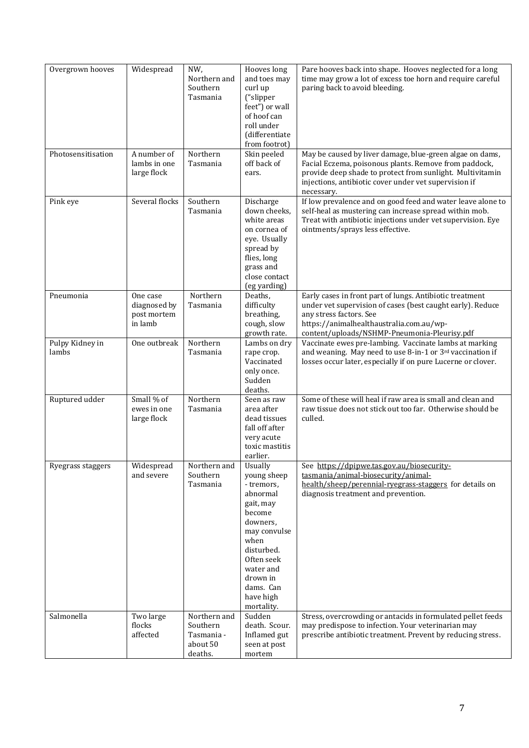| Overgrown hooves | Widespread | NW, Northern and Southern Tasmania | Hooves long and toes may curl up ("slipper feet") or wall of hoof can roll under (differentiate from footrot) | Pare hooves back into shape. Hooves neglected for a long time may grow a lot of excess toe horn and require careful paring back to avoid bleeding. |
|---|---|---|---|---|
| Photosensitisation | A number of lambs in one large flock | Northern Tasmania | Skin peeled off back of ears. | May be caused by liver damage, blue-green algae on dams, Facial Eczema, poisonous plants. Remove from paddock, provide deep shade to protect from sunlight. Multivitamin injections, antibiotic cover under vet supervision if necessary. |
| Pink eye | Several flocks | Southern Tasmania | Discharge down cheeks, white areas on cornea of eye. Usually spread by flies, long grass and close contact (eg yarding) | If low prevalence and on good feed and water leave alone to self-heal as mustering can increase spread within mob. Treat with antibiotic injections under vet supervision. Eye ointments/sprays less effective. |
| Pneumonia | One case diagnosed by post mortem in lamb | Northern Tasmania | Deaths, difficulty breathing, cough, slow growth rate. | Early cases in front part of lungs. Antibiotic treatment under vet supervision of cases (best caught early). Reduce any stress factors. See https://animalhealthaustralia.com.au/wp-content/uploads/NSHMP-Pneumonia-Pleurisy.pdf |
| Pulpy Kidney in lambs | One outbreak | Northern Tasmania | Lambs on dry rape crop. Vaccinated only once. Sudden deaths. | Vaccinate ewes pre-lambing. Vaccinate lambs at marking and weaning. May need to use 8-in-1 or 3rd vaccination if losses occur later, especially if on pure Lucerne or clover. |
| Ruptured udder | Small % of ewes in one large flock | Northern Tasmania | Seen as raw area after dead tissues fall off after very acute toxic mastitis earlier. | Some of these will heal if raw area is small and clean and raw tissue does not stick out too far. Otherwise should be culled. |
| Ryegrass staggers | Widespread and severe | Northern and Southern Tasmania | Usually young sheep - tremors, abnormal gait, may become downers, may convulse when disturbed. Often seek water and drown in dams. Can have high mortality. | See https://dpipwe.tas.gov.au/biosecurity-tasmania/animal-biosecurity/animal-health/sheep/perennial-ryegrass-staggers for details on diagnosis treatment and prevention. |
| Salmonella | Two large flocks affected | Northern and Southern Tasmania - about 50 deaths. | Sudden death. Scour. Inflamed gut seen at post mortem | Stress, overcrowding or antacids in formulated pellet feeds may predispose to infection. Your veterinarian may prescribe antibiotic treatment. Prevent by reducing stress. |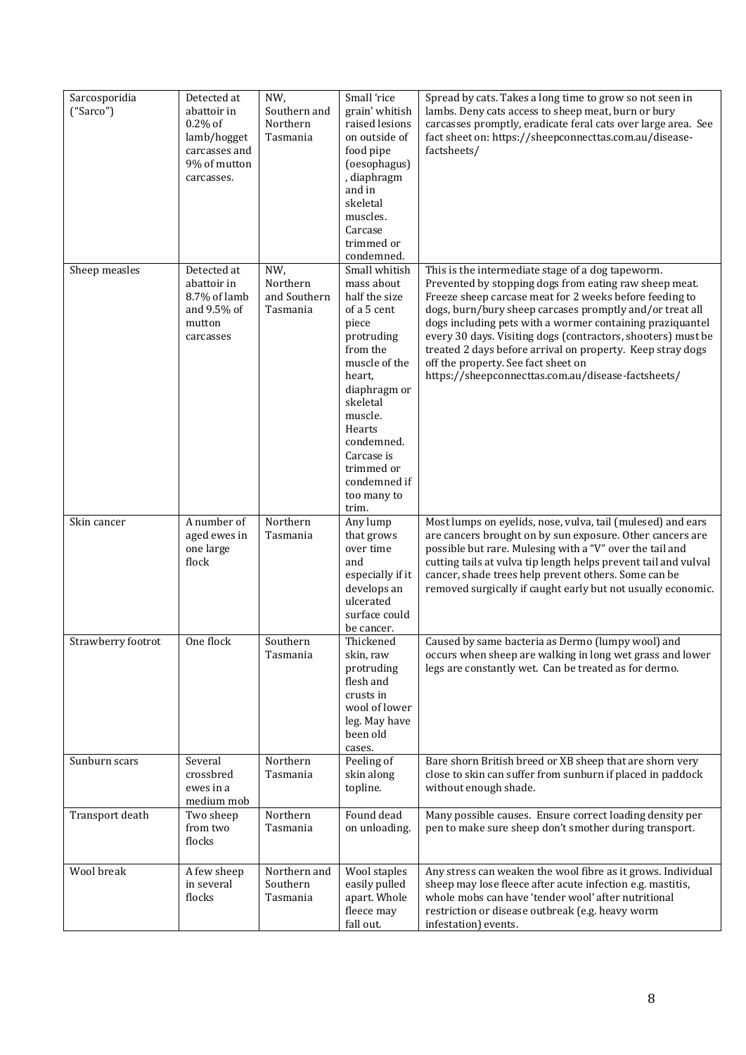| | | | | |
|---|---|---|---|---|
| Sarcosporidia ("Sarco") | Detected at abattoir in 0.2% of lamb/hogget carcasses and 9% of mutton carcasses. | NW, Southern and Northern Tasmania | Small 'rice grain' whitish raised lesions on outside of food pipe (oesophagus), diaphragm and in skeletal muscles. Carcase trimmed or condemned. | Spread by cats. Takes a long time to grow so not seen in lambs. Deny cats access to sheep meat, burn or bury carcasses promptly, eradicate feral cats over large area. See fact sheet on: https://sheepconnecttas.com.au/disease-factsheets/ |
| Sheep measles | Detected at abattoir in 8.7% of lamb and 9.5% of mutton carcasses | NW, Northern and Southern Tasmania | Small whitish mass about half the size of a 5 cent piece protruding from the muscle of the heart, diaphragm or skeletal muscle. Hearts condemned. Carcase is trimmed or condemned if too many to trim. | This is the intermediate stage of a dog tapeworm. Prevented by stopping dogs from eating raw sheep meat. Freeze sheep carcase meat for 2 weeks before feeding to dogs, burn/bury sheep carcases promptly and/or treat all dogs including pets with a wormer containing praziquantel every 30 days. Visiting dogs (contractors, shooters) must be treated 2 days before arrival on property. Keep stray dogs off the property. See fact sheet on https://sheepconnecttas.com.au/disease-factsheets/ |
| Skin cancer | A number of aged ewes in one large flock | Northern Tasmania | Any lump that grows over time and especially if it develops an ulcerated surface could be cancer. | Most lumps on eyelids, nose, vulva, tail (mulesed) and ears are cancers brought on by sun exposure. Other cancers are possible but rare. Mulesing with a "V" over the tail and cutting tails at vulva tip length helps prevent tail and vulval cancer, shade trees help prevent others. Some can be removed surgically if caught early but not usually economic. |
| Strawberry footrot | One flock | Southern Tasmania | Thickened skin, raw protruding flesh and crusts in wool of lower leg. May have been old cases. | Caused by same bacteria as Dermo (lumpy wool) and occurs when sheep are walking in long wet grass and lower legs are constantly wet. Can be treated as for dermo. |
| Sunburn scars | Several crossbred ewes in a medium mob | Northern Tasmania | Peeling of skin along topline. | Bare shorn British breed or XB sheep that are shorn very close to skin can suffer from sunburn if placed in paddock without enough shade. |
| Transport death | Two sheep from two flocks | Northern Tasmania | Found dead on unloading. | Many possible causes. Ensure correct loading density per pen to make sure sheep don't smother during transport. |
| Wool break | A few sheep in several flocks | Northern and Southern Tasmania | Wool staples easily pulled apart. Whole fleece may fall out. | Any stress can weaken the wool fibre as it grows. Individual sheep may lose fleece after acute infection e.g. mastitis, whole mobs can have 'tender wool' after nutritional restriction or disease outbreak (e.g. heavy worm infestation) events. |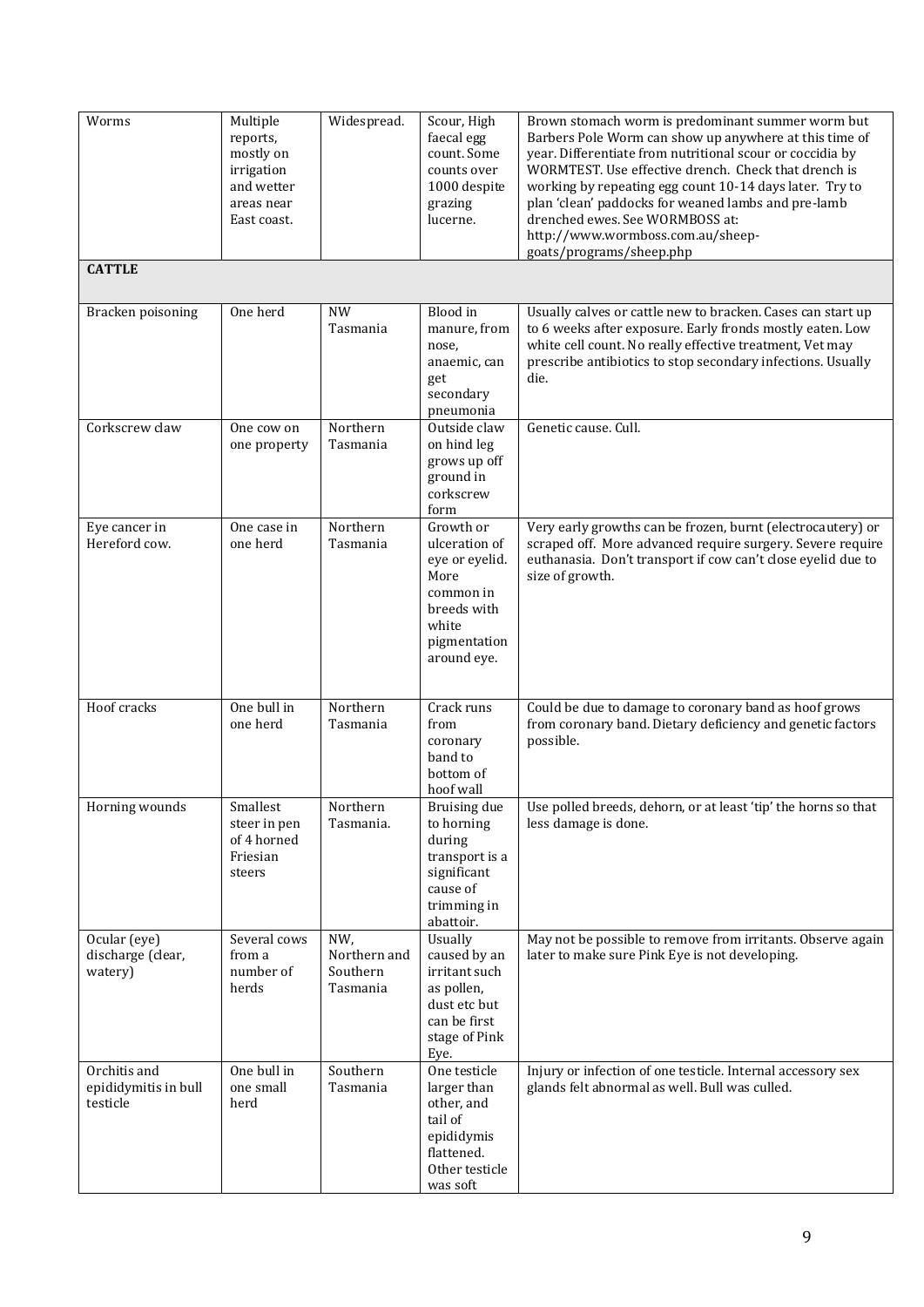| | | | | |
|---|---|---|---|---|
| Worms | Multiple reports, mostly on irrigation and wetter areas near East coast. | Widespread. | Scour, High faecal egg count. Some counts over 1000 despite grazing lucerne. | Brown stomach worm is predominant summer worm but Barbers Pole Worm can show up anywhere at this time of year. Differentiate from nutritional scour or coccidia by WORMTEST. Use effective drench. Check that drench is working by repeating egg count 10-14 days later. Try to plan 'clean' paddocks for weaned lambs and pre-lamb drenched ewes. See WORMBOSS at: http://www.wormboss.com.au/sheep-goats/programs/sheep.php |
| **CATTLE** | | | | |
| Bracken poisoning | One herd | NW Tasmania | Blood in manure, from nose, anaemic, can get secondary pneumonia | Usually calves or cattle new to bracken. Cases can start up to 6 weeks after exposure. Early fronds mostly eaten. Low white cell count. No really effective treatment, Vet may prescribe antibiotics to stop secondary infections. Usually die. |
| Corkscrew claw | One cow on one property | Northern Tasmania | Outside claw on hind leg grows up off ground in corkscrew form | Genetic cause. Cull. |
| Eye cancer in Hereford cow. | One case in one herd | Northern Tasmania | Growth or ulceration of eye or eyelid. More common in breeds with white pigmentation around eye. | Very early growths can be frozen, burnt (electrocautery) or scraped off. More advanced require surgery. Severe require euthanasia. Don't transport if cow can't close eyelid due to size of growth. |
| Hoof cracks | One bull in one herd | Northern Tasmania | Crack runs from coronary band to bottom of hoof wall | Could be due to damage to coronary band as hoof grows from coronary band. Dietary deficiency and genetic factors possible. |
| Horning wounds | Smallest steer in pen of 4 horned Friesian steers | Northern Tasmania. | Bruising due to horning during transport is a significant cause of trimming in abattoir. | Use polled breeds, dehorn, or at least 'tip' the horns so that less damage is done. |
| Ocular (eye) discharge (clear, watery) | Several cows from a number of herds | NW, Northern and Southern Tasmania | Usually caused by an irritant such as pollen, dust etc but can be first stage of Pink Eye. | May not be possible to remove from irritants. Observe again later to make sure Pink Eye is not developing. |
| Orchitis and epididymitis in bull testicle | One bull in one small herd | Southern Tasmania | One testicle larger than other, and tail of epididymis flattened. Other testicle was soft | Injury or infection of one testicle. Internal accessory sex glands felt abnormal as well. Bull was culled. |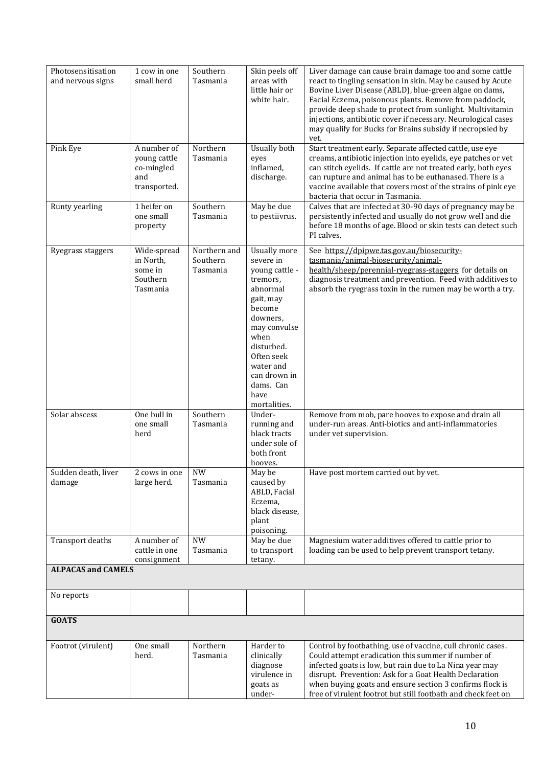| | | | | |
|---|---|---|---|---|
| Photosensitisation and nervous signs | 1 cow in one small herd | Southern Tasmania | Skin peels off areas with little hair or white hair. | Liver damage can cause brain damage too and some cattle react to tingling sensation in skin. May be caused by Acute Bovine Liver Disease (ABLD), blue-green algae on dams, Facial Eczema, poisonous plants. Remove from paddock, provide deep shade to protect from sunlight. Multivitamin injections, antibiotic cover if necessary. Neurological cases may qualify for Bucks for Brains subsidy if necropsied by vet. |
| Pink Eye | A number of young cattle co-mingled and transported. | Northern Tasmania | Usually both eyes inflamed, discharge. | Start treatment early. Separate affected cattle, use eye creams, antibiotic injection into eyelids, eye patches or vet can stitch eyelids. If cattle are not treated early, both eyes can rupture and animal has to be euthanased. There is a vaccine available that covers most of the strains of pink eye bacteria that occur in Tasmania. |
| Runty yearling | 1 heifer on one small property | Southern Tasmania | May be due to pestiivrus. | Calves that are infected at 30-90 days of pregnancy may be persistently infected and usually do not grow well and die before 18 months of age. Blood or skin tests can detect such PI calves. |
| Ryegrass staggers | Wide-spread in North, some in Southern Tasmania | Northern and Southern Tasmania | Usually more severe in young cattle - tremors, abnormal gait, may become downers, may convulse when disturbed. Often seek water and can drown in dams. Can have mortalities. | See https://dpipwe.tas.gov.au/biosecurity-tasmania/animal-biosecurity/animal-health/sheep/perennial-ryegrass-staggers for details on diagnosis treatment and prevention. Feed with additives to absorb the ryegrass toxin in the rumen may be worth a try. |
| Solar abscess | One bull in one small herd | Southern Tasmania | Under-running and black tracts under sole of both front hooves. | Remove from mob, pare hooves to expose and drain all under-run areas. Anti-biotics and anti-inflammatories under vet supervision. |
| Sudden death, liver damage | 2 cows in one large herd. | NW Tasmania | May be caused by ABLD, Facial Eczema, black disease, plant poisoning. | Have post mortem carried out by vet. |
| Transport deaths | A number of cattle in one consignment | NW Tasmania | May be due to transport tetany. | Magnesium water additives offered to cattle prior to loading can be used to help prevent transport tetany. |
| **ALPACAS and CAMELS** | | | | |
| No reports | | | | |
| **GOATS** | | | | |
| Footrot (virulent) | One small herd. | Northern Tasmania | Harder to clinically diagnose virulence in goats as under- | Control by footbathing, use of vaccine, cull chronic cases. Could attempt eradication this summer if number of infected goats is low, but rain due to La Nina year may disrupt. Prevention: Ask for a Goat Health Declaration when buying goats and ensure section 3 confirms flock is free of virulent footrot but still footbath and check feet on |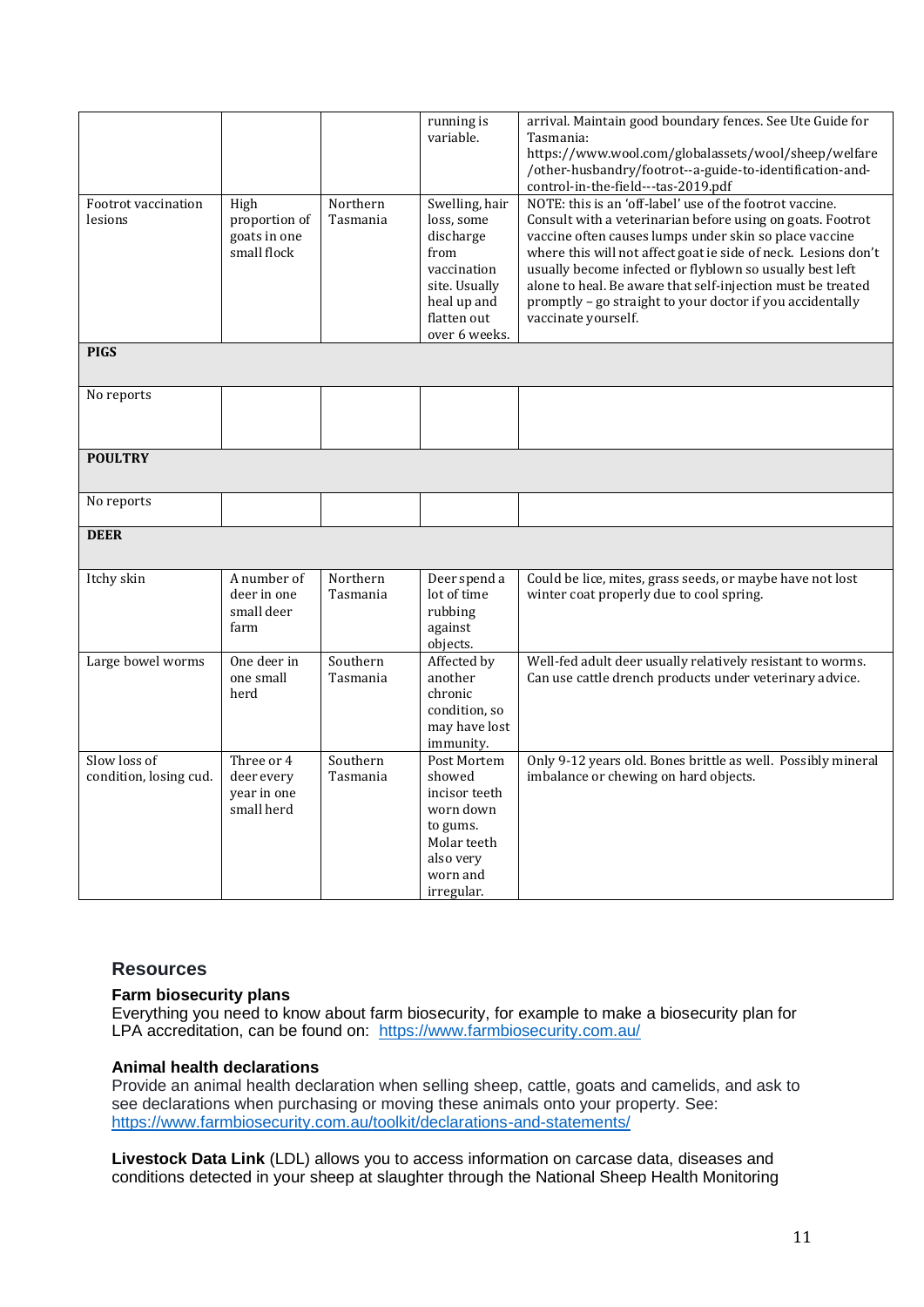| | | | | |
|---|---|---|---|---|
| | | | running is variable. | arrival. Maintain good boundary fences. See Ute Guide for Tasmania: https://www.wool.com/globalassets/wool/sheep/welfare/other-husbandry/footrot--a-guide-to-identification-and-control-in-the-field---tas-2019.pdf |
| Footrot vaccination lesions | High proportion of goats in one small flock | Northern Tasmania | Swelling, hair loss, some discharge from vaccination site. Usually heal up and flatten out over 6 weeks. | NOTE: this is an 'off-label' use of the footrot vaccine. Consult with a veterinarian before using on goats. Footrot vaccine often causes lumps under skin so place vaccine where this will not affect goat ie side of neck. Lesions don't usually become infected or flyblown so usually best left alone to heal. Be aware that self-injection must be treated promptly – go straight to your doctor if you accidentally vaccinate yourself. |
| **PIGS** | | | | |
| No reports | | | | |
| **POULTRY** | | | | |
| No reports | | | | |
| **DEER** | | | | |
| Itchy skin | A number of deer in one small deer farm | Northern Tasmania | Deer spend a lot of time rubbing against objects. | Could be lice, mites, grass seeds, or maybe have not lost winter coat properly due to cool spring. |
| Large bowel worms | One deer in one small herd | Southern Tasmania | Affected by another chronic condition, so may have lost immunity. | Well-fed adult deer usually relatively resistant to worms. Can use cattle drench products under veterinary advice. |
| Slow loss of condition, losing cud. | Three or 4 deer every year in one small herd | Southern Tasmania | Post Mortem showed incisor teeth worn down to gums. Molar teeth also very worn and irregular. | Only 9-12 years old. Bones brittle as well. Possibly mineral imbalance or chewing on hard objects. |

## Resources

### Farm biosecurity plans

Everything you need to know about farm biosecurity, for example to make a biosecurity plan for LPA accreditation, can be found on: https://www.farmbiosecurity.com.au/

### Animal health declarations

Provide an animal health declaration when selling sheep, cattle, goats and camelids, and ask to see declarations when purchasing or moving these animals onto your property. See: https://www.farmbiosecurity.com.au/toolkit/declarations-and-statements/

**Livestock Data Link** (LDL) allows you to access information on carcase data, diseases and conditions detected in your sheep at slaughter through the National Sheep Health Monitoring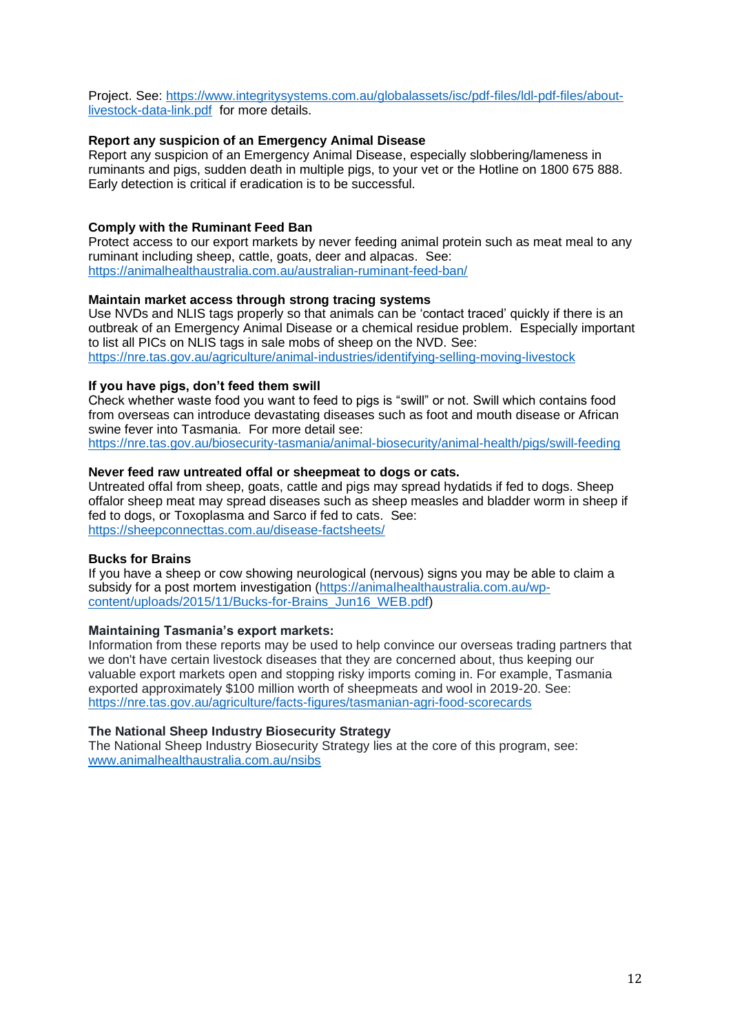Project. See: https://www.integritysystems.com.au/globalassets/isc/pdf-files/ldl-pdf-files/about-livestock-data-link.pdf for more details.

**Report any suspicion of an Emergency Animal Disease**

Report any suspicion of an Emergency Animal Disease, especially slobbering/lameness in ruminants and pigs, sudden death in multiple pigs, to your vet or the Hotline on 1800 675 888. Early detection is critical if eradication is to be successful.

**Comply with the Ruminant Feed Ban**

Protect access to our export markets by never feeding animal protein such as meat meal to any ruminant including sheep, cattle, goats, deer and alpacas. See: https://animalhealthaustralia.com.au/australian-ruminant-feed-ban/

**Maintain market access through strong tracing systems**

Use NVDs and NLIS tags properly so that animals can be 'contact traced' quickly if there is an outbreak of an Emergency Animal Disease or a chemical residue problem. Especially important to list all PICs on NLIS tags in sale mobs of sheep on the NVD. See: https://nre.tas.gov.au/agriculture/animal-industries/identifying-selling-moving-livestock

**If you have pigs, don't feed them swill**

Check whether waste food you want to feed to pigs is "swill" or not. Swill which contains food from overseas can introduce devastating diseases such as foot and mouth disease or African swine fever into Tasmania. For more detail see: https://nre.tas.gov.au/biosecurity-tasmania/animal-biosecurity/animal-health/pigs/swill-feeding

**Never feed raw untreated offal or sheepmeat to dogs or cats.**

Untreated offal from sheep, goats, cattle and pigs may spread hydatids if fed to dogs. Sheep offalor sheep meat may spread diseases such as sheep measles and bladder worm in sheep if fed to dogs, or Toxoplasma and Sarco if fed to cats. See: https://sheepconnecttas.com.au/disease-factsheets/

**Bucks for Brains**

If you have a sheep or cow showing neurological (nervous) signs you may be able to claim a subsidy for a post mortem investigation (https://animalhealthaustralia.com.au/wp-content/uploads/2015/11/Bucks-for-Brains_Jun16_WEB.pdf)

**Maintaining Tasmania's export markets:**

Information from these reports may be used to help convince our overseas trading partners that we don't have certain livestock diseases that they are concerned about, thus keeping our valuable export markets open and stopping risky imports coming in. For example, Tasmania exported approximately $100 million worth of sheepmeats and wool in 2019-20. See: https://nre.tas.gov.au/agriculture/facts-figures/tasmanian-agri-food-scorecards

**The National Sheep Industry Biosecurity Strategy**

The National Sheep Industry Biosecurity Strategy lies at the core of this program, see: www.animalhealthaustralia.com.au/nsibs